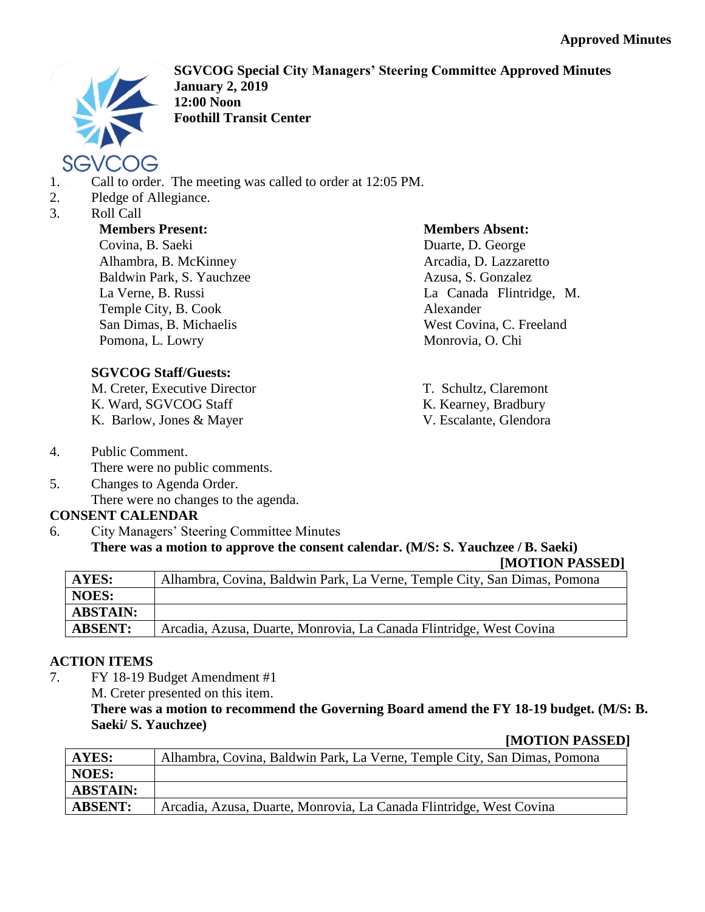**Approved Minutes**

# SGVCOG Special City Managers' Steering Committee Approved Minutes

**January 2, 2019**
**12:00 Noon**
**Foothill Transit Center**

1. Call to order. The meeting was called to order at 12:05 PM.
2. Pledge of Allegiance.
3. Roll Call

**Members Present:**
Covina, B. Saeki
Alhambra, B. McKinney
Baldwin Park, S. Yauchzee
La Verne, B. Russi
Temple City, B. Cook
San Dimas, B. Michaelis
Pomona, L. Lowry

**Members Absent:**
Duarte, D. George
Arcadia, D. Lazzaretto
Azusa, S. Gonzalez
La Canada Flintridge, M. Alexander
West Covina, C. Freeland
Monrovia, O. Chi

**SGVCOG Staff/Guests:**
M. Creter, Executive Director
K. Ward, SGVCOG Staff
K. Barlow, Jones & Mayer
T. Schultz, Claremont
K. Kearney, Bradbury
V. Escalante, Glendora

4. Public Comment.
   There were no public comments.
5. Changes to Agenda Order.
   There were no changes to the agenda.

## CONSENT CALENDAR

6. City Managers' Steering Committee Minutes
   **There was a motion to approve the consent calendar. (M/S: S. Yauchzee / B. Saeki)**

**[MOTION PASSED]**

| | |
|---|---|
| **AYES:** | Alhambra, Covina, Baldwin Park, La Verne, Temple City, San Dimas, Pomona |
| **NOES:** | |
| **ABSTAIN:** | |
| **ABSENT:** | Arcadia, Azusa, Duarte, Monrovia, La Canada Flintridge, West Covina |

## ACTION ITEMS

7. FY 18-19 Budget Amendment #1
   M. Creter presented on this item.
   **There was a motion to recommend the Governing Board amend the FY 18-19 budget. (M/S: B. Saeki/ S. Yauchzee)**

**[MOTION PASSED]**

| | |
|---|---|
| **AYES:** | Alhambra, Covina, Baldwin Park, La Verne, Temple City, San Dimas, Pomona |
| **NOES:** | |
| **ABSTAIN:** | |
| **ABSENT:** | Arcadia, Azusa, Duarte, Monrovia, La Canada Flintridge, West Covina |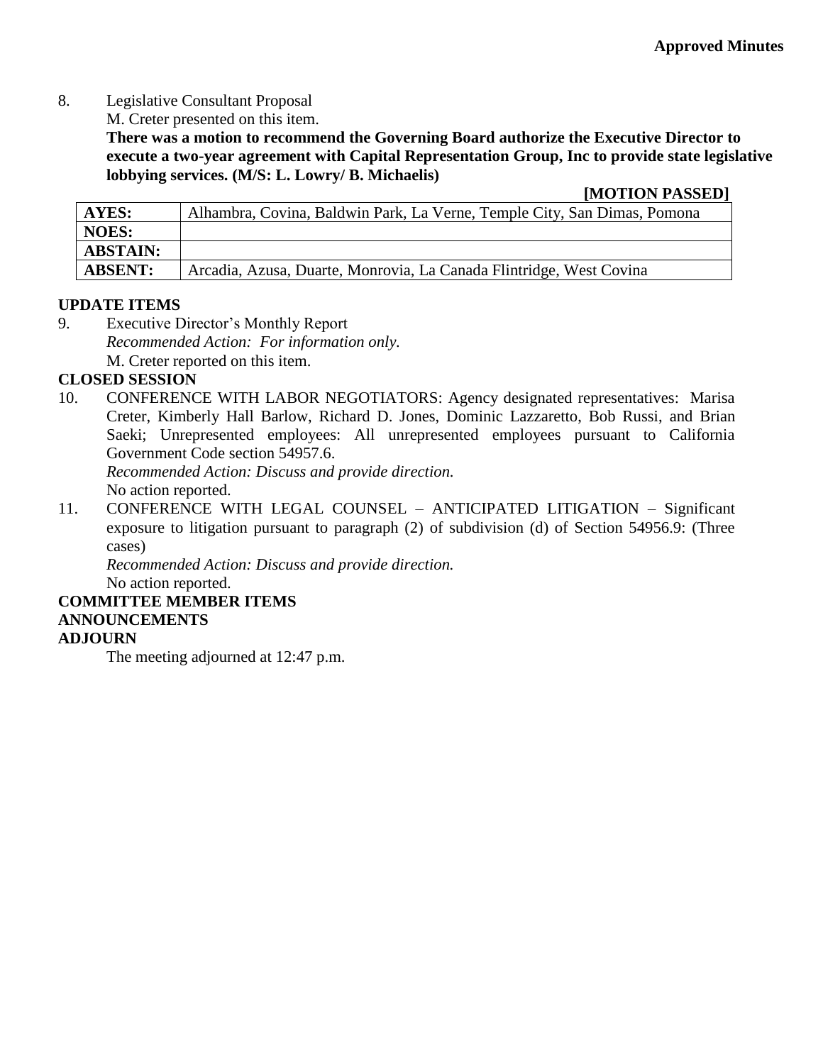8. Legislative Consultant Proposal

M. Creter presented on this item.

**There was a motion to recommend the Governing Board authorize the Executive Director to execute a two-year agreement with Capital Representation Group, Inc to provide state legislative lobbying services. (M/S: L. Lowry/ B. Michaelis)**

**[MOTION PASSED]**

| | |
|---|---|
| **AYES:** | Alhambra, Covina, Baldwin Park, La Verne, Temple City, San Dimas, Pomona |
| **NOES:** | |
| **ABSTAIN:** | |
| **ABSENT:** | Arcadia, Azusa, Duarte, Monrovia, La Canada Flintridge, West Covina |

**UPDATE ITEMS**

9. Executive Director's Monthly Report

*Recommended Action: For information only.*

M. Creter reported on this item.

**CLOSED SESSION**

10. CONFERENCE WITH LABOR NEGOTIATORS: Agency designated representatives: Marisa Creter, Kimberly Hall Barlow, Richard D. Jones, Dominic Lazzaretto, Bob Russi, and Brian Saeki; Unrepresented employees: All unrepresented employees pursuant to California Government Code section 54957.6.

*Recommended Action: Discuss and provide direction.*

No action reported.

11. CONFERENCE WITH LEGAL COUNSEL – ANTICIPATED LITIGATION – Significant exposure to litigation pursuant to paragraph (2) of subdivision (d) of Section 54956.9: (Three cases)

*Recommended Action: Discuss and provide direction.*

No action reported.

**COMMITTEE MEMBER ITEMS**

**ANNOUNCEMENTS**

**ADJOURN**

The meeting adjourned at 12:47 p.m.